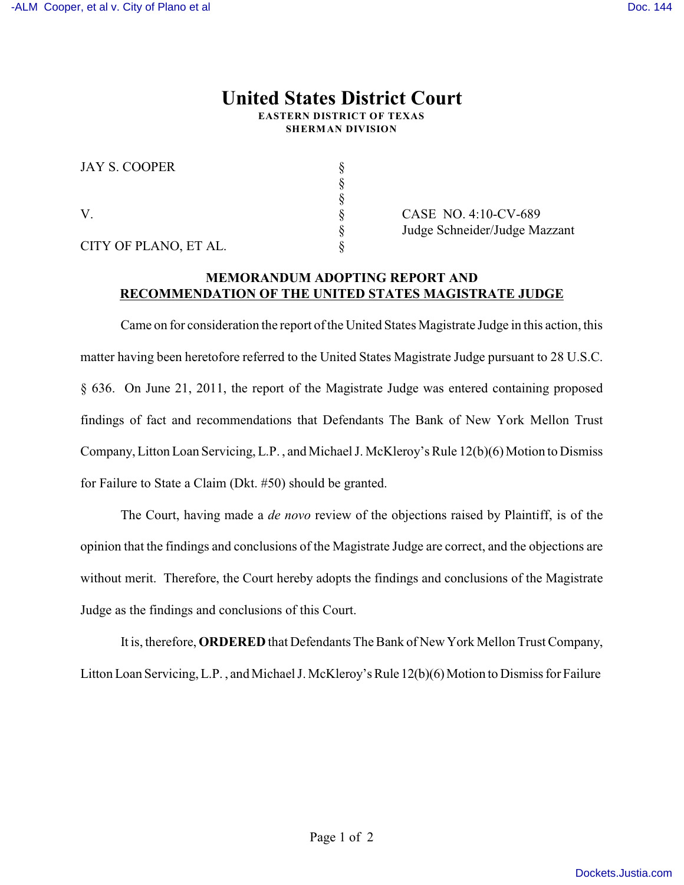# United States District Court

**EASTERN DISTRICT OF TEXAS**
**SHERMAN DIVISION**

| | | |
|---|---|---|
| JAY S. COOPER | § | |
| | § | |
| | § | |
| V. | § | CASE NO. 4:10-CV-689 |
| | § | Judge Schneider/Judge Mazzant |
| CITY OF PLANO, ET AL. | § | |

**MEMORANDUM ADOPTING REPORT AND RECOMMENDATION OF THE UNITED STATES MAGISTRATE JUDGE**

Came on for consideration the report of the United States Magistrate Judge in this action, this matter having been heretofore referred to the United States Magistrate Judge pursuant to 28 U.S.C. § 636. On June 21, 2011, the report of the Magistrate Judge was entered containing proposed findings of fact and recommendations that Defendants The Bank of New York Mellon Trust Company, Litton Loan Servicing, L.P., and Michael J. McKleroy's Rule 12(b)(6) Motion to Dismiss for Failure to State a Claim (Dkt. #50) should be granted.

The Court, having made a *de novo* review of the objections raised by Plaintiff, is of the opinion that the findings and conclusions of the Magistrate Judge are correct, and the objections are without merit. Therefore, the Court hereby adopts the findings and conclusions of the Magistrate Judge as the findings and conclusions of this Court.

It is, therefore, **ORDERED** that Defendants The Bank of New York Mellon Trust Company, Litton Loan Servicing, L.P., and Michael J. McKleroy's Rule 12(b)(6) Motion to Dismiss for Failure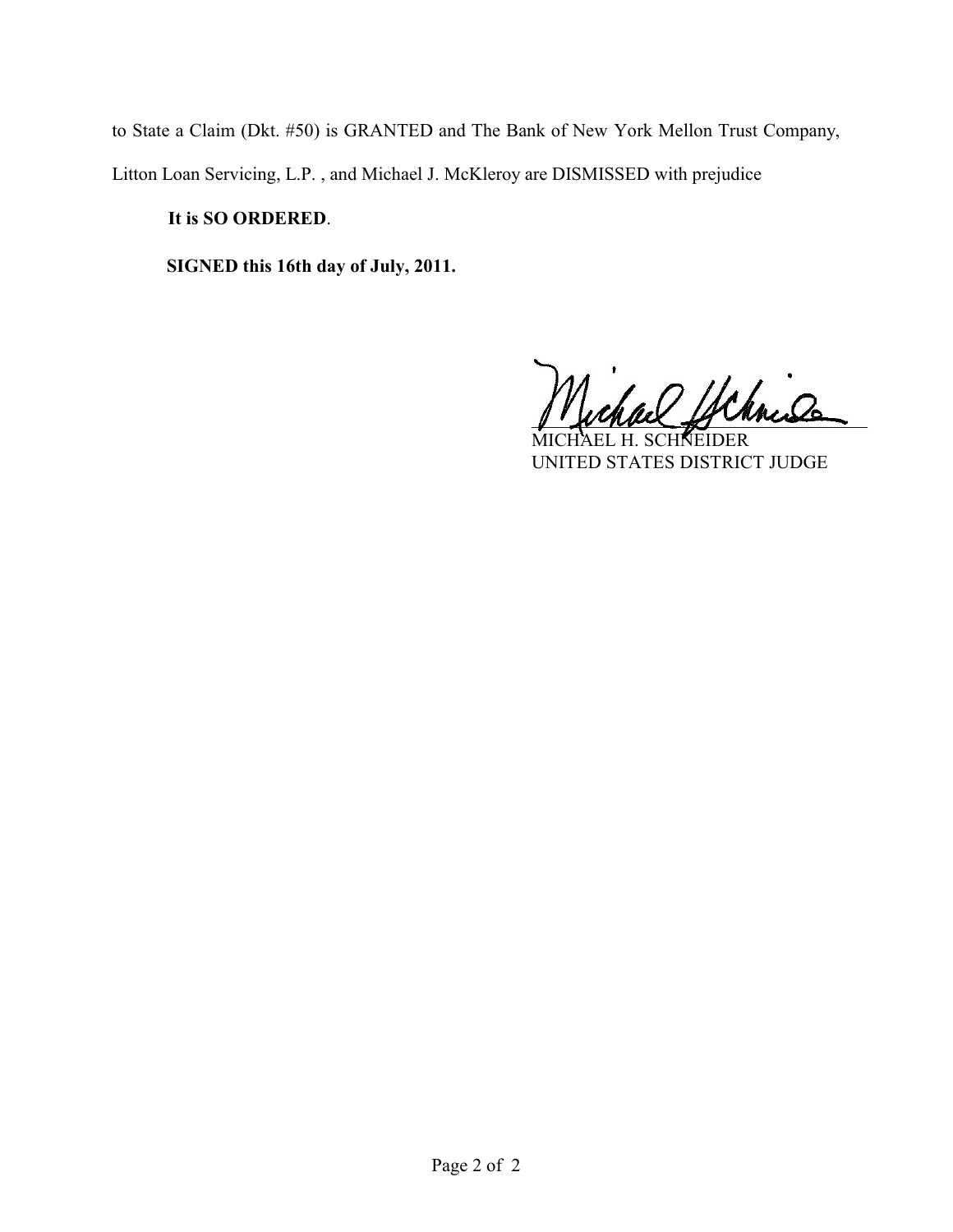to State a Claim (Dkt. #50) is GRANTED and The Bank of New York Mellon Trust Company, Litton Loan Servicing, L.P. , and Michael J. McKleroy are DISMISSED with prejudice

**It is SO ORDERED**.

**SIGNED this 16th day of July, 2011.**

MICHAEL H. SCHNEIDER
UNITED STATES DISTRICT JUDGE